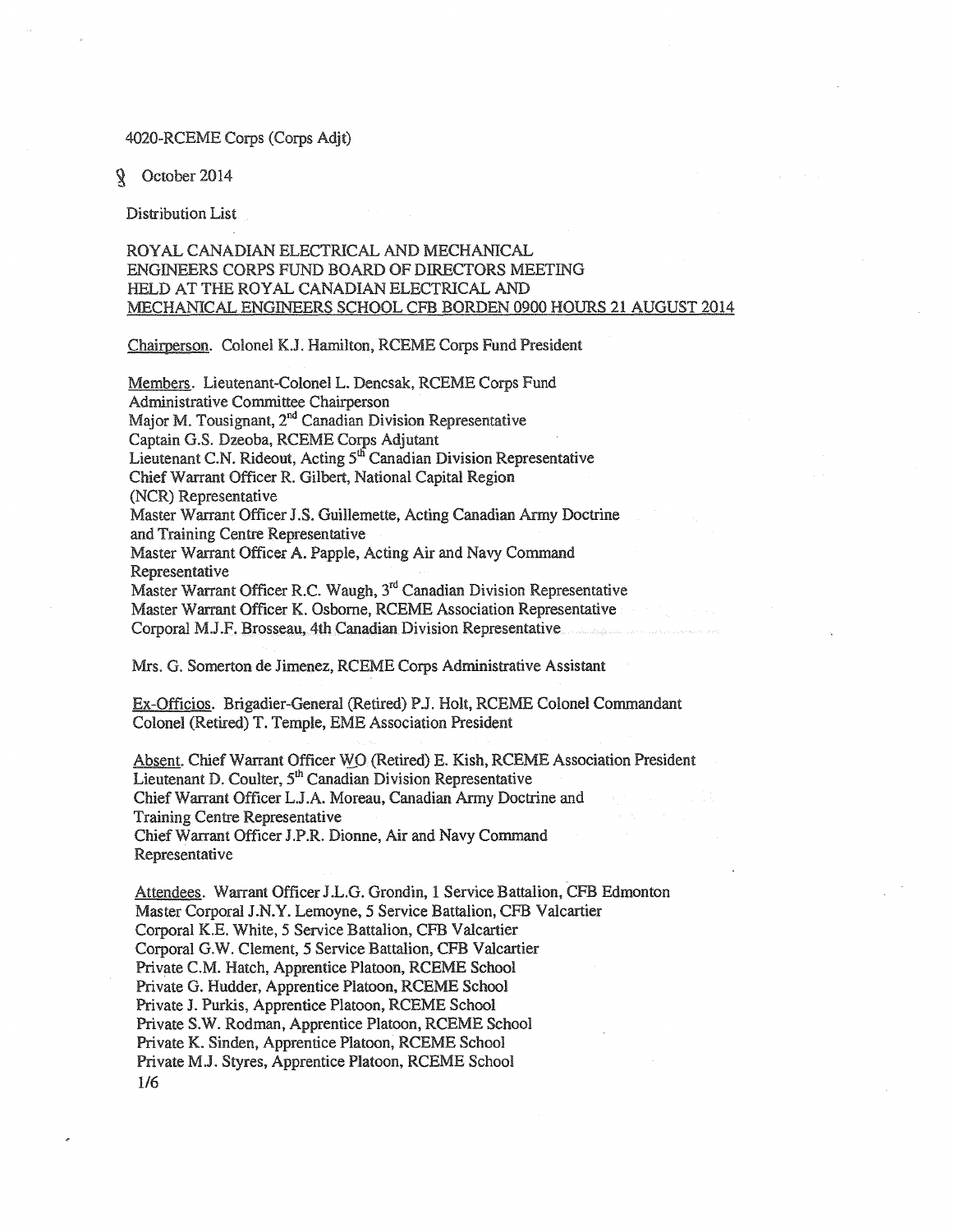4020-RCEME Corps (Corps Adjt)

8 October 2014

Distribution List

ROYAL CANADIAN ELECTRICAL AND MECHANICAL ENGINEERS CORPS FUND BOARD OF DIRECTORS MEETING HELD AT THE ROYAL CANADIAN ELECTRICAL AND MECHANICAL ENGINEERS SCHOOL CFB BORDEN 0900 HOURS 21 AUGUST 2014

Chairperson. Colonel K.J. Hamilton, RCEME Corps Fund President

Members. Lieutenant-Colonel L. Dencsak, RCEME Corps Fund Administrative Committee Chairperson
Major M. Tousignant, 2nd Canadian Division Representative
Captain G.S. Dzeoba, RCEME Corps Adjutant
Lieutenant C.N. Rideout, Acting 5th Canadian Division Representative
Chief Warrant Officer R. Gilbert, National Capital Region (NCR) Representative
Master Warrant Officer J.S. Guillemette, Acting Canadian Army Doctrine and Training Centre Representative
Master Warrant Officer A. Papple, Acting Air and Navy Command Representative
Master Warrant Officer R.C. Waugh, 3rd Canadian Division Representative
Master Warrant Officer K. Osborne, RCEME Association Representative
Corporal M.J.F. Brosseau, 4th Canadian Division Representative

Mrs. G. Somerton de Jimenez, RCEME Corps Administrative Assistant

Ex-Officios. Brigadier-General (Retired) P.J. Holt, RCEME Colonel Commandant
Colonel (Retired) T. Temple, EME Association President

Absent. Chief Warrant Officer WO (Retired) E. Kish, RCEME Association President
Lieutenant D. Coulter, 5th Canadian Division Representative
Chief Warrant Officer L.J.A. Moreau, Canadian Army Doctrine and Training Centre Representative
Chief Warrant Officer J.P.R. Dionne, Air and Navy Command Representative

Attendees. Warrant Officer J.L.G. Grondin, 1 Service Battalion, CFB Edmonton
Master Corporal J.N.Y. Lemoyne, 5 Service Battalion, CFB Valcartier
Corporal K.E. White, 5 Service Battalion, CFB Valcartier
Corporal G.W. Clement, 5 Service Battalion, CFB Valcartier
Private C.M. Hatch, Apprentice Platoon, RCEME School
Private G. Hudder, Apprentice Platoon, RCEME School
Private J. Purkis, Apprentice Platoon, RCEME School
Private S.W. Rodman, Apprentice Platoon, RCEME School
Private K. Sinden, Apprentice Platoon, RCEME School
Private M.J. Styres, Apprentice Platoon, RCEME School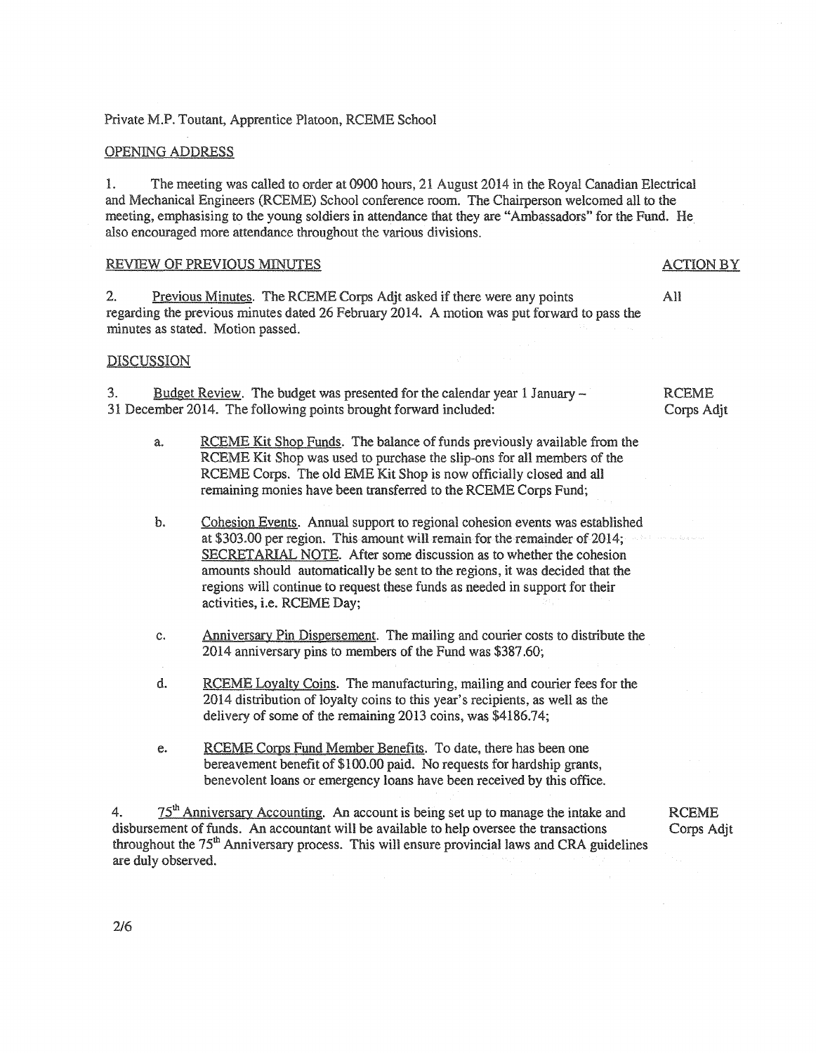Private M.P. Toutant, Apprentice Platoon, RCEME School

## OPENING ADDRESS

1. The meeting was called to order at 0900 hours, 21 August 2014 in the Royal Canadian Electrical and Mechanical Engineers (RCEME) School conference room. The Chairperson welcomed all to the meeting, emphasising to the young soldiers in attendance that they are "Ambassadors" for the Fund. He also encouraged more attendance throughout the various divisions.

## REVIEW OF PREVIOUS MINUTES

**ACTION BY**

2. Previous Minutes. The RCEME Corps Adjt asked if there were any points regarding the previous minutes dated 26 February 2014. A motion was put forward to pass the minutes as stated. Motion passed. — **All**

## DISCUSSION

3. Budget Review. The budget was presented for the calendar year 1 January – 31 December 2014. The following points brought forward included: — **RCEME Corps Adjt**

   a. RCEME Kit Shop Funds. The balance of funds previously available from the RCEME Kit Shop was used to purchase the slip-ons for all members of the RCEME Corps. The old EME Kit Shop is now officially closed and all remaining monies have been transferred to the RCEME Corps Fund;

   b. Cohesion Events. Annual support to regional cohesion events was established at $303.00 per region. This amount will remain for the remainder of 2014; SECRETARIAL NOTE. After some discussion as to whether the cohesion amounts should automatically be sent to the regions, it was decided that the regions will continue to request these funds as needed in support for their activities, i.e. RCEME Day;

   c. Anniversary Pin Dispersement. The mailing and courier costs to distribute the 2014 anniversary pins to members of the Fund was $387.60;

   d. RCEME Loyalty Coins. The manufacturing, mailing and courier fees for the 2014 distribution of loyalty coins to this year's recipients, as well as the delivery of some of the remaining 2013 coins, was $4186.74;

   e. RCEME Corps Fund Member Benefits. To date, there has been one bereavement benefit of $100.00 paid. No requests for hardship grants, benevolent loans or emergency loans have been received by this office.

4. 75th Anniversary Accounting. An account is being set up to manage the intake and disbursement of funds. An accountant will be available to help oversee the transactions throughout the 75th Anniversary process. This will ensure provincial laws and CRA guidelines are duly observed. — **RCEME Corps Adjt**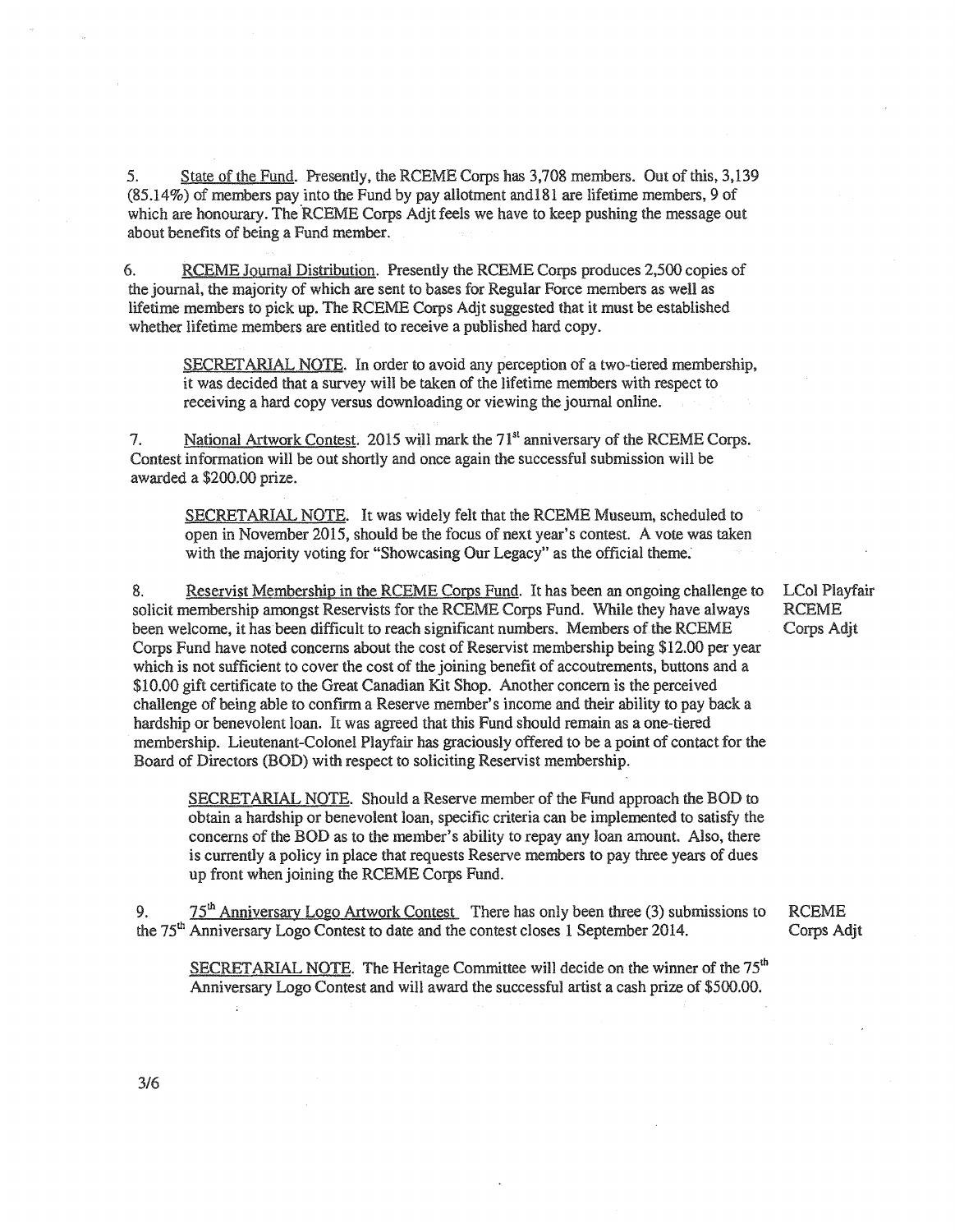5. <u>State of the Fund</u>. Presently, the RCEME Corps has 3,708 members. Out of this, 3,139 (85.14%) of members pay into the Fund by pay allotment and181 are lifetime members, 9 of which are honourary. The RCEME Corps Adjt feels we have to keep pushing the message out about benefits of being a Fund member.

6. <u>RCEME Journal Distribution</u>. Presently the RCEME Corps produces 2,500 copies of the journal, the majority of which are sent to bases for Regular Force members as well as lifetime members to pick up. The RCEME Corps Adjt suggested that it must be established whether lifetime members are entitled to receive a published hard copy.

> <u>SECRETARIAL NOTE</u>. In order to avoid any perception of a two-tiered membership, it was decided that a survey will be taken of the lifetime members with respect to receiving a hard copy versus downloading or viewing the journal online.

7. <u>National Artwork Contest</u>. 2015 will mark the 71st anniversary of the RCEME Corps. Contest information will be out shortly and once again the successful submission will be awarded a $200.00 prize.

> <u>SECRETARIAL NOTE</u>. It was widely felt that the RCEME Museum, scheduled to open in November 2015, should be the focus of next year's contest. A vote was taken with the majority voting for "Showcasing Our Legacy" as the official theme.

8. <u>Reservist Membership in the RCEME Corps Fund</u>. It has been an ongoing challenge to solicit membership amongst Reservists for the RCEME Corps Fund. While they have always been welcome, it has been difficult to reach significant numbers. Members of the RCEME Corps Fund have noted concerns about the cost of Reservist membership being $12.00 per year which is not sufficient to cover the cost of the joining benefit of accoutrements, buttons and a $10.00 gift certificate to the Great Canadian Kit Shop. Another concern is the perceived challenge of being able to confirm a Reserve member's income and their ability to pay back a hardship or benevolent loan. It was agreed that this Fund should remain as a one-tiered membership. Lieutenant-Colonel Playfair has graciously offered to be a point of contact for the Board of Directors (BOD) with respect to soliciting Reservist membership.

LCol Playfair
RCEME Corps Adjt

> <u>SECRETARIAL NOTE</u>. Should a Reserve member of the Fund approach the BOD to obtain a hardship or benevolent loan, specific criteria can be implemented to satisfy the concerns of the BOD as to the member's ability to repay any loan amount. Also, there is currently a policy in place that requests Reserve members to pay three years of dues up front when joining the RCEME Corps Fund.

9. <u>75th Anniversary Logo Artwork Contest</u> There has only been three (3) submissions to the 75th Anniversary Logo Contest to date and the contest closes 1 September 2014.

RCEME Corps Adjt

> <u>SECRETARIAL NOTE</u>. The Heritage Committee will decide on the winner of the 75th Anniversary Logo Contest and will award the successful artist a cash prize of $500.00.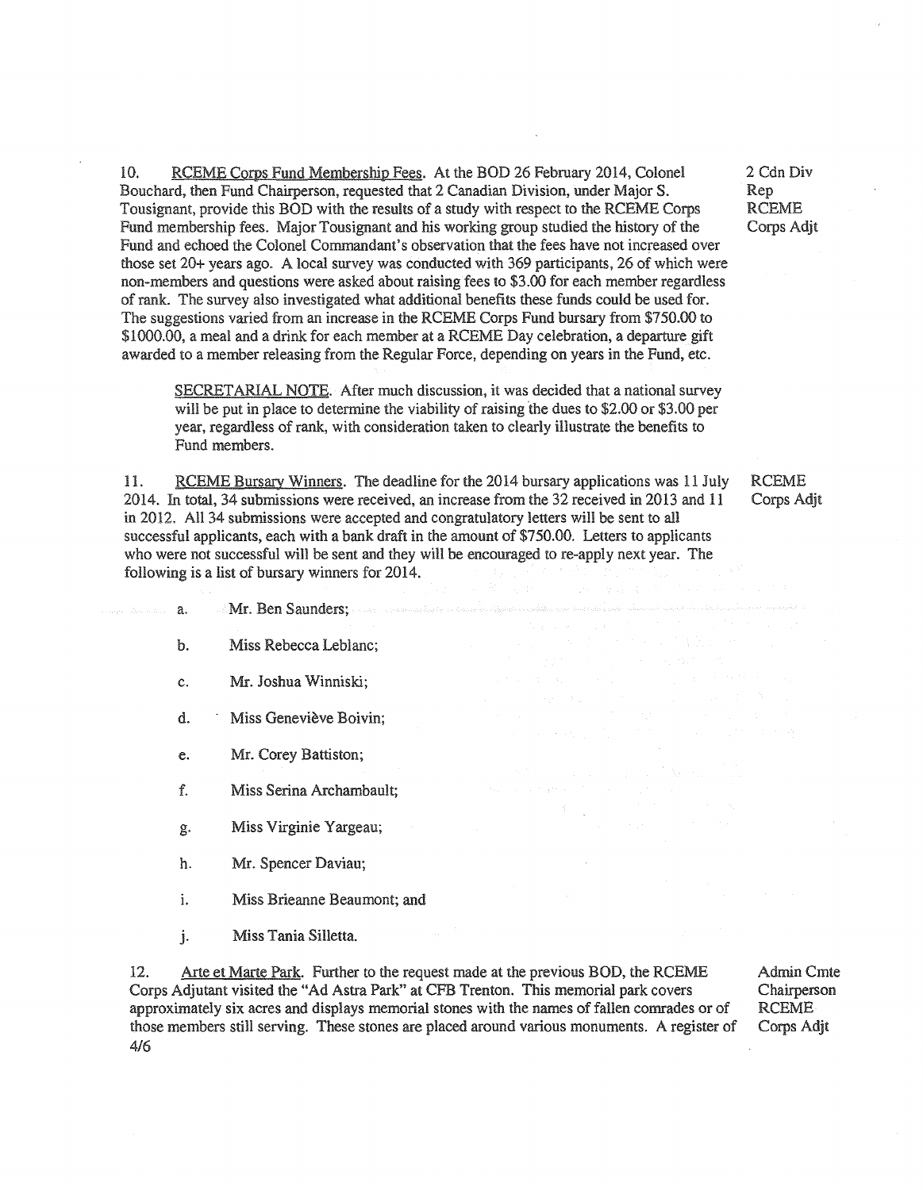10. RCEME Corps Fund Membership Fees. At the BOD 26 February 2014, Colonel Bouchard, then Fund Chairperson, requested that 2 Canadian Division, under Major S. Tousignant, provide this BOD with the results of a study with respect to the RCEME Corps Fund membership fees. Major Tousignant and his working group studied the history of the Fund and echoed the Colonel Commandant's observation that the fees have not increased over those set 20+ years ago. A local survey was conducted with 369 participants, 26 of which were non-members and questions were asked about raising fees to $3.00 for each member regardless of rank. The survey also investigated what additional benefits these funds could be used for. The suggestions varied from an increase in the RCEME Corps Fund bursary from $750.00 to $1000.00, a meal and a drink for each member at a RCEME Day celebration, a departure gift awarded to a member releasing from the Regular Force, depending on years in the Fund, etc.

2 Cdn Div Rep
RCEME Corps Adjt

> SECRETARIAL NOTE. After much discussion, it was decided that a national survey will be put in place to determine the viability of raising the dues to $2.00 or $3.00 per year, regardless of rank, with consideration taken to clearly illustrate the benefits to Fund members.

11. RCEME Bursary Winners. The deadline for the 2014 bursary applications was 11 July 2014. In total, 34 submissions were received, an increase from the 32 received in 2013 and 11 in 2012. All 34 submissions were accepted and congratulatory letters will be sent to all successful applicants, each with a bank draft in the amount of $750.00. Letters to applicants who were not successful will be sent and they will be encouraged to re-apply next year. The following is a list of bursary winners for 2014.

RCEME Corps Adjt

a. Mr. Ben Saunders;

b. Miss Rebecca Leblanc;

c. Mr. Joshua Winniski;

d. Miss Geneviève Boivin;

e. Mr. Corey Battiston;

f. Miss Serina Archambault;

g. Miss Virginie Yargeau;

h. Mr. Spencer Daviau;

i. Miss Brieanne Beaumont; and

j. Miss Tania Silletta.

12. Arte et Marte Park. Further to the request made at the previous BOD, the RCEME Corps Adjutant visited the "Ad Astra Park" at CFB Trenton. This memorial park covers approximately six acres and displays memorial stones with the names of fallen comrades or of those members still serving. These stones are placed around various monuments. A register of

Admin Cmte Chairperson
RCEME Corps Adjt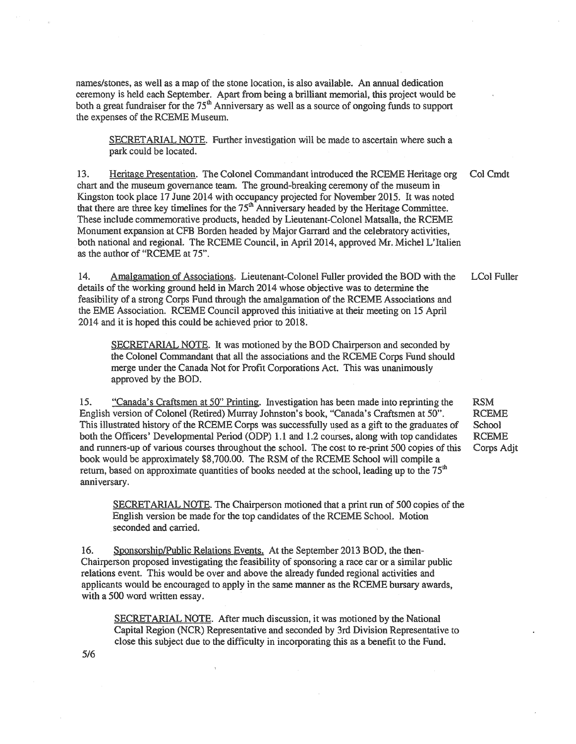names/stones, as well as a map of the stone location, is also available. An annual dedication ceremony is held each September. Apart from being a brilliant memorial, this project would be both a great fundraiser for the 75th Anniversary as well as a source of ongoing funds to support the expenses of the RCEME Museum.

> SECRETARIAL NOTE. Further investigation will be made to ascertain where such a park could be located.

13. Heritage Presentation. The Colonel Commandant introduced the RCEME Heritage org chart and the museum governance team. The ground-breaking ceremony of the museum in Kingston took place 17 June 2014 with occupancy projected for November 2015. It was noted that there are three key timelines for the 75th Anniversary headed by the Heritage Committee. These include commemorative products, headed by Lieutenant-Colonel Matsalla, the RCEME Monument expansion at CFB Borden headed by Major Garrard and the celebratory activities, both national and regional. The RCEME Council, in April 2014, approved Mr. Michel L'Italien as the author of "RCEME at 75". — Col Cmdt

14. Amalgamation of Associations. Lieutenant-Colonel Fuller provided the BOD with the details of the working ground held in March 2014 whose objective was to determine the feasibility of a strong Corps Fund through the amalgamation of the RCEME Associations and the EME Association. RCEME Council approved this initiative at their meeting on 15 April 2014 and it is hoped this could be achieved prior to 2018. — LCol Fuller

> SECRETARIAL NOTE. It was motioned by the BOD Chairperson and seconded by the Colonel Commandant that all the associations and the RCEME Corps Fund should merge under the Canada Not for Profit Corporations Act. This was unanimously approved by the BOD.

15. "Canada's Craftsmen at 50" Printing. Investigation has been made into reprinting the English version of Colonel (Retired) Murray Johnston's book, "Canada's Craftsmen at 50". This illustrated history of the RCEME Corps was successfully used as a gift to the graduates of both the Officers' Developmental Period (ODP) 1.1 and 1.2 courses, along with top candidates and runners-up of various courses throughout the school. The cost to re-print 500 copies of this book would be approximately $8,700.00. The RSM of the RCEME School will compile a return, based on approximate quantities of books needed at the school, leading up to the 75th anniversary. — RSM RCEME School, RCEME Corps Adjt

> SECRETARIAL NOTE. The Chairperson motioned that a print run of 500 copies of the English version be made for the top candidates of the RCEME School. Motion seconded and carried.

16. Sponsorship/Public Relations Events. At the September 2013 BOD, the then-Chairperson proposed investigating the feasibility of sponsoring a race car or a similar public relations event. This would be over and above the already funded regional activities and applicants would be encouraged to apply in the same manner as the RCEME bursary awards, with a 500 word written essay.

> SECRETARIAL NOTE. After much discussion, it was motioned by the National Capital Region (NCR) Representative and seconded by 3rd Division Representative to close this subject due to the difficulty in incorporating this as a benefit to the Fund.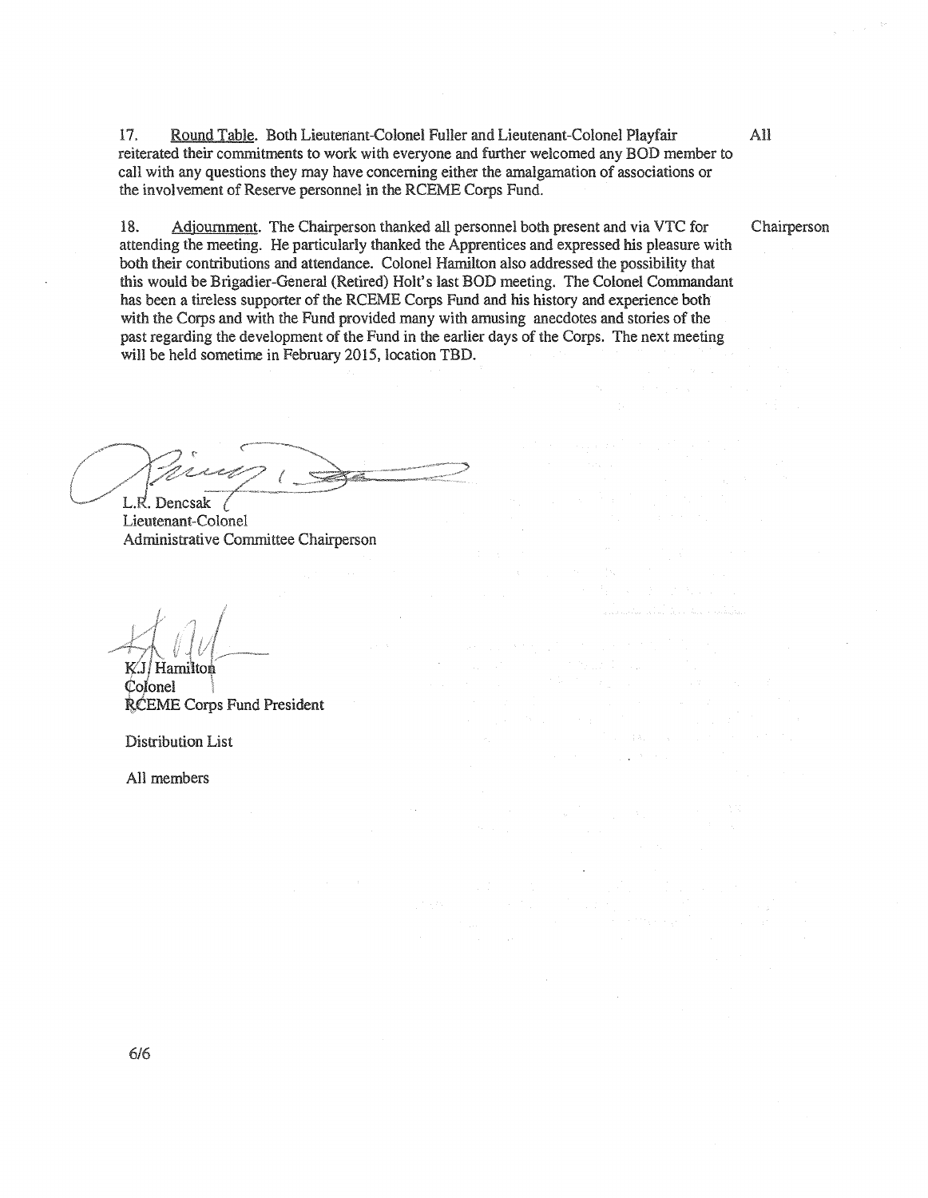17. <u>Round Table</u>. Both Lieutenant-Colonel Fuller and Lieutenant-Colonel Playfair reiterated their commitments to work with everyone and further welcomed any BOD member to call with any questions they may have concerning either the amalgamation of associations or the involvement of Reserve personnel in the RCEME Corps Fund. — All

18. <u>Adjournment</u>. The Chairperson thanked all personnel both present and via VTC for attending the meeting. He particularly thanked the Apprentices and expressed his pleasure with both their contributions and attendance. Colonel Hamilton also addressed the possibility that this would be Brigadier-General (Retired) Holt's last BOD meeting. The Colonel Commandant has been a tireless supporter of the RCEME Corps Fund and his history and experience both with the Corps and with the Fund provided many with amusing anecdotes and stories of the past regarding the development of the Fund in the earlier days of the Corps. The next meeting will be held sometime in February 2015, location TBD. — Chairperson

L.R. Dencsak
Lieutenant-Colonel
Administrative Committee Chairperson

K.J. Hamilton
Colonel
RCEME Corps Fund President

Distribution List

All members